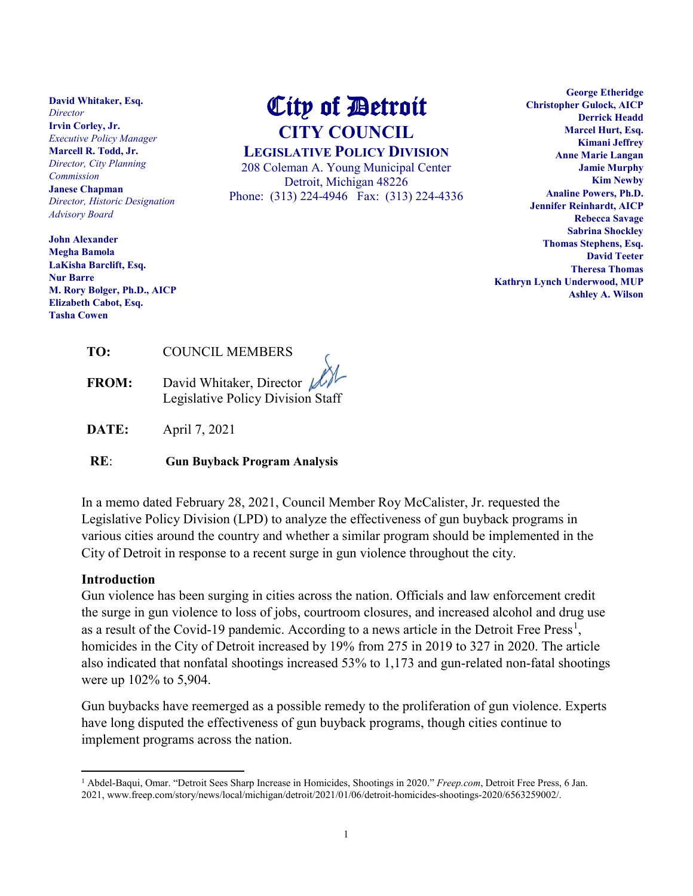**David Whitaker, Esq.**
*Director*
**Irvin Corley, Jr.**
*Executive Policy Manager*
**Marcell R. Todd, Jr.**
*Director, City Planning Commission*
**Janese Chapman**
*Director, Historic Designation Advisory Board*

**John Alexander**
**Megha Bamola**
**LaKisha Barclift, Esq.**
**Nur Barre**
**M. Rory Bolger, Ph.D., AICP**
**Elizabeth Cabot, Esq.**
**Tasha Cowen**

# City of Detroit
## CITY COUNCIL
### LEGISLATIVE POLICY DIVISION

208 Coleman A. Young Municipal Center
Detroit, Michigan 48226
Phone: (313) 224-4946 Fax: (313) 224-4336

**George Etheridge**
**Christopher Gulock, AICP**
**Derrick Headd**
**Marcel Hurt, Esq.**
**Kimani Jeffrey**
**Anne Marie Langan**
**Jamie Murphy**
**Kim Newby**
**Analine Powers, Ph.D.**
**Jennifer Reinhardt, AICP**
**Rebecca Savage**
**Sabrina Shockley**
**Thomas Stephens, Esq.**
**David Teeter**
**Theresa Thomas**
**Kathryn Lynch Underwood, MUP**
**Ashley A. Wilson**

**TO:** COUNCIL MEMBERS

**FROM:** David Whitaker, Director
Legislative Policy Division Staff

**DATE:** April 7, 2021

**RE:** **Gun Buyback Program Analysis**

In a memo dated February 28, 2021, Council Member Roy McCalister, Jr. requested the Legislative Policy Division (LPD) to analyze the effectiveness of gun buyback programs in various cities around the country and whether a similar program should be implemented in the City of Detroit in response to a recent surge in gun violence throughout the city.

**Introduction**

Gun violence has been surging in cities across the nation. Officials and law enforcement credit the surge in gun violence to loss of jobs, courtroom closures, and increased alcohol and drug use as a result of the Covid-19 pandemic. According to a news article in the Detroit Free Press[1], homicides in the City of Detroit increased by 19% from 275 in 2019 to 327 in 2020. The article also indicated that nonfatal shootings increased 53% to 1,173 and gun-related non-fatal shootings were up 102% to 5,904.

Gun buybacks have reemerged as a possible remedy to the proliferation of gun violence. Experts have long disputed the effectiveness of gun buyback programs, though cities continue to implement programs across the nation.

[1] Abdel-Baqui, Omar. "Detroit Sees Sharp Increase in Homicides, Shootings in 2020." *Freep.com*, Detroit Free Press, 6 Jan. 2021, www.freep.com/story/news/local/michigan/detroit/2021/01/06/detroit-homicides-shootings-2020/6563259002/.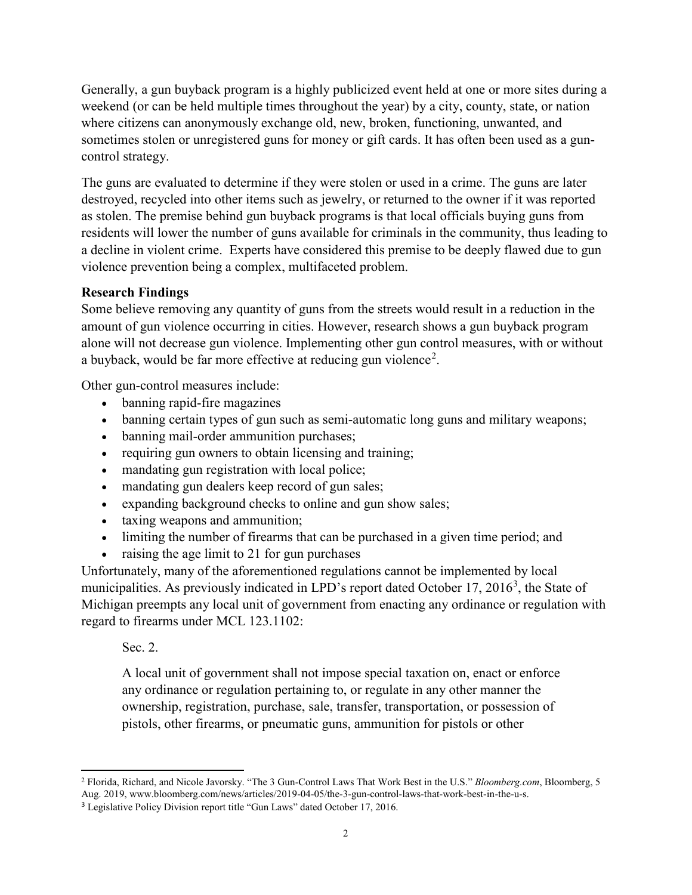Generally, a gun buyback program is a highly publicized event held at one or more sites during a weekend (or can be held multiple times throughout the year) by a city, county, state, or nation where citizens can anonymously exchange old, new, broken, functioning, unwanted, and sometimes stolen or unregistered guns for money or gift cards. It has often been used as a gun-control strategy.

The guns are evaluated to determine if they were stolen or used in a crime. The guns are later destroyed, recycled into other items such as jewelry, or returned to the owner if it was reported as stolen. The premise behind gun buyback programs is that local officials buying guns from residents will lower the number of guns available for criminals in the community, thus leading to a decline in violent crime. Experts have considered this premise to be deeply flawed due to gun violence prevention being a complex, multifaceted problem.

**Research Findings**

Some believe removing any quantity of guns from the streets would result in a reduction in the amount of gun violence occurring in cities. However, research shows a gun buyback program alone will not decrease gun violence. Implementing other gun control measures, with or without a buyback, would be far more effective at reducing gun violence[2].

Other gun-control measures include:

- banning rapid-fire magazines
- banning certain types of gun such as semi-automatic long guns and military weapons;
- banning mail-order ammunition purchases;
- requiring gun owners to obtain licensing and training;
- mandating gun registration with local police;
- mandating gun dealers keep record of gun sales;
- expanding background checks to online and gun show sales;
- taxing weapons and ammunition;
- limiting the number of firearms that can be purchased in a given time period; and
- raising the age limit to 21 for gun purchases

Unfortunately, many of the aforementioned regulations cannot be implemented by local municipalities. As previously indicated in LPD's report dated October 17, 2016[3], the State of Michigan preempts any local unit of government from enacting any ordinance or regulation with regard to firearms under MCL 123.1102:

> Sec. 2.
>
> A local unit of government shall not impose special taxation on, enact or enforce any ordinance or regulation pertaining to, or regulate in any other manner the ownership, registration, purchase, sale, transfer, transportation, or possession of pistols, other firearms, or pneumatic guns, ammunition for pistols or other

---

[2] Florida, Richard, and Nicole Javorsky. "The 3 Gun-Control Laws That Work Best in the U.S." *Bloomberg.com*, Bloomberg, 5 Aug. 2019, www.bloomberg.com/news/articles/2019-04-05/the-3-gun-control-laws-that-work-best-in-the-u-s.

[3] Legislative Policy Division report title "Gun Laws" dated October 17, 2016.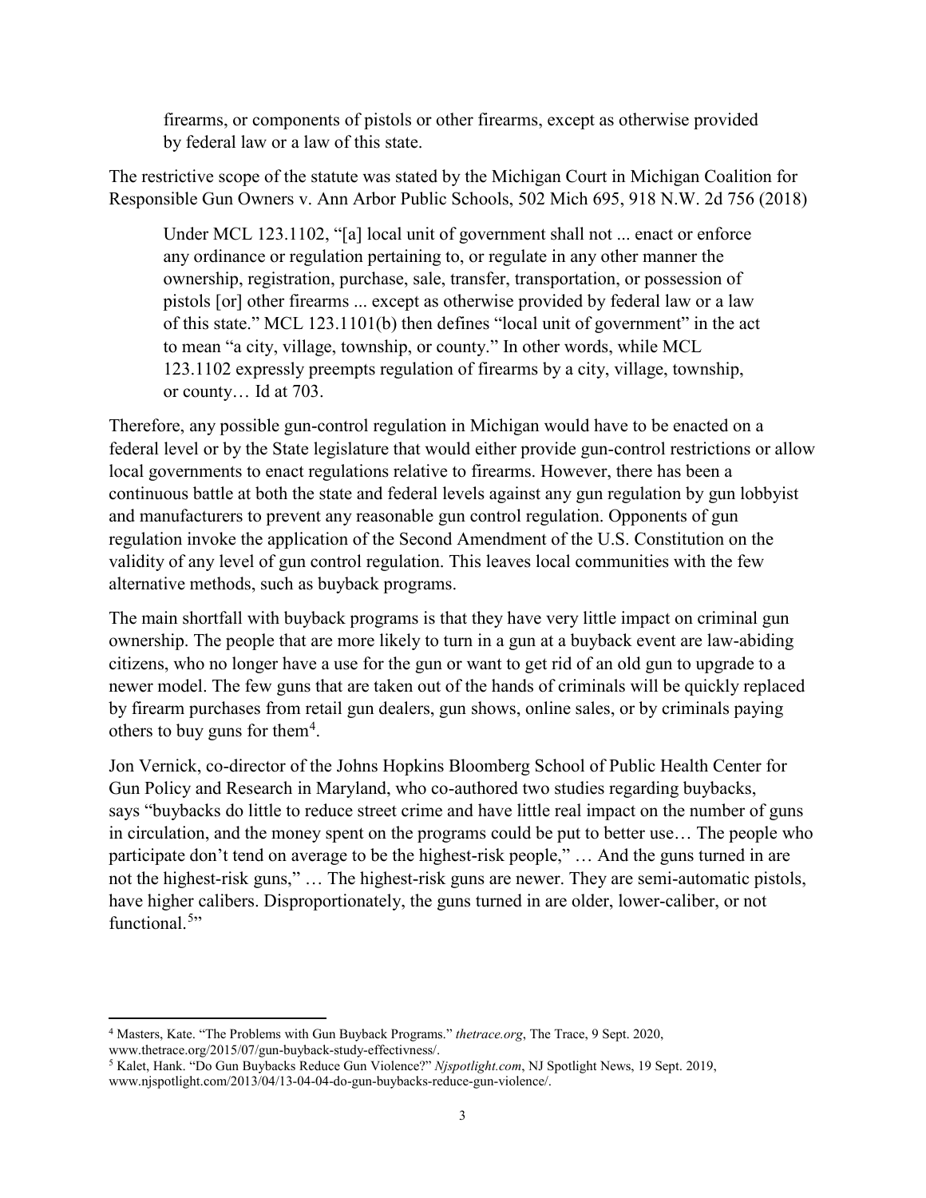> firearms, or components of pistols or other firearms, except as otherwise provided by federal law or a law of this state.

The restrictive scope of the statute was stated by the Michigan Court in Michigan Coalition for Responsible Gun Owners v. Ann Arbor Public Schools, 502 Mich 695, 918 N.W. 2d 756 (2018)

> Under MCL 123.1102, "[a] local unit of government shall not ... enact or enforce any ordinance or regulation pertaining to, or regulate in any other manner the ownership, registration, purchase, sale, transfer, transportation, or possession of pistols [or] other firearms ... except as otherwise provided by federal law or a law of this state." MCL 123.1101(b) then defines "local unit of government" in the act to mean "a city, village, township, or county." In other words, while MCL 123.1102 expressly preempts regulation of firearms by a city, village, township, or county… Id at 703.

Therefore, any possible gun-control regulation in Michigan would have to be enacted on a federal level or by the State legislature that would either provide gun-control restrictions or allow local governments to enact regulations relative to firearms. However, there has been a continuous battle at both the state and federal levels against any gun regulation by gun lobbyist and manufacturers to prevent any reasonable gun control regulation. Opponents of gun regulation invoke the application of the Second Amendment of the U.S. Constitution on the validity of any level of gun control regulation. This leaves local communities with the few alternative methods, such as buyback programs.

The main shortfall with buyback programs is that they have very little impact on criminal gun ownership. The people that are more likely to turn in a gun at a buyback event are law-abiding citizens, who no longer have a use for the gun or want to get rid of an old gun to upgrade to a newer model. The few guns that are taken out of the hands of criminals will be quickly replaced by firearm purchases from retail gun dealers, gun shows, online sales, or by criminals paying others to buy guns for them[4].

Jon Vernick, co-director of the Johns Hopkins Bloomberg School of Public Health Center for Gun Policy and Research in Maryland, who co-authored two studies regarding buybacks, says "buybacks do little to reduce street crime and have little real impact on the number of guns in circulation, and the money spent on the programs could be put to better use… The people who participate don't tend on average to be the highest-risk people," … And the guns turned in are not the highest-risk guns," … The highest-risk guns are newer. They are semi-automatic pistols, have higher calibers. Disproportionately, the guns turned in are older, lower-caliber, or not functional.[5]"

---

[4] Masters, Kate. "The Problems with Gun Buyback Programs." *thetrace.org*, The Trace, 9 Sept. 2020, www.thetrace.org/2015/07/gun-buyback-study-effectivness/.

[5] Kalet, Hank. "Do Gun Buybacks Reduce Gun Violence?" *Njspotlight.com*, NJ Spotlight News, 19 Sept. 2019, www.njspotlight.com/2013/04/13-04-04-do-gun-buybacks-reduce-gun-violence/.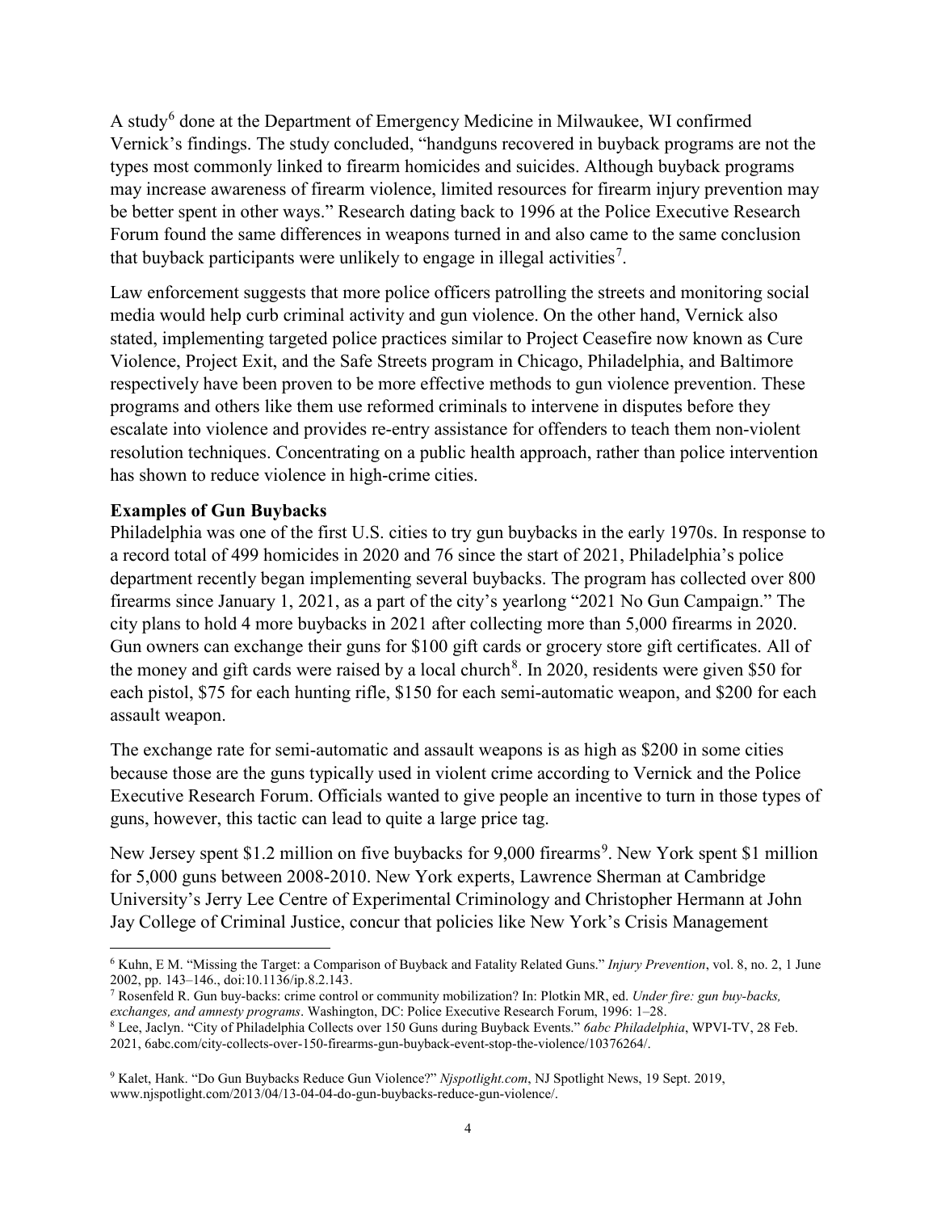A study[6] done at the Department of Emergency Medicine in Milwaukee, WI confirmed Vernick's findings. The study concluded, "handguns recovered in buyback programs are not the types most commonly linked to firearm homicides and suicides. Although buyback programs may increase awareness of firearm violence, limited resources for firearm injury prevention may be better spent in other ways." Research dating back to 1996 at the Police Executive Research Forum found the same differences in weapons turned in and also came to the same conclusion that buyback participants were unlikely to engage in illegal activities[7].

Law enforcement suggests that more police officers patrolling the streets and monitoring social media would help curb criminal activity and gun violence. On the other hand, Vernick also stated, implementing targeted police practices similar to Project Ceasefire now known as Cure Violence, Project Exit, and the Safe Streets program in Chicago, Philadelphia, and Baltimore respectively have been proven to be more effective methods to gun violence prevention. These programs and others like them use reformed criminals to intervene in disputes before they escalate into violence and provides re-entry assistance for offenders to teach them non-violent resolution techniques. Concentrating on a public health approach, rather than police intervention has shown to reduce violence in high-crime cities.

**Examples of Gun Buybacks**

Philadelphia was one of the first U.S. cities to try gun buybacks in the early 1970s. In response to a record total of 499 homicides in 2020 and 76 since the start of 2021, Philadelphia's police department recently began implementing several buybacks. The program has collected over 800 firearms since January 1, 2021, as a part of the city's yearlong "2021 No Gun Campaign." The city plans to hold 4 more buybacks in 2021 after collecting more than 5,000 firearms in 2020. Gun owners can exchange their guns for $100 gift cards or grocery store gift certificates. All of the money and gift cards were raised by a local church[8]. In 2020, residents were given $50 for each pistol, $75 for each hunting rifle, $150 for each semi-automatic weapon, and $200 for each assault weapon.

The exchange rate for semi-automatic and assault weapons is as high as $200 in some cities because those are the guns typically used in violent crime according to Vernick and the Police Executive Research Forum. Officials wanted to give people an incentive to turn in those types of guns, however, this tactic can lead to quite a large price tag.

New Jersey spent $1.2 million on five buybacks for 9,000 firearms[9]. New York spent $1 million for 5,000 guns between 2008-2010. New York experts, Lawrence Sherman at Cambridge University's Jerry Lee Centre of Experimental Criminology and Christopher Hermann at John Jay College of Criminal Justice, concur that policies like New York's Crisis Management

---

[6] Kuhn, E M. "Missing the Target: a Comparison of Buyback and Fatality Related Guns." *Injury Prevention*, vol. 8, no. 2, 1 June 2002, pp. 143–146., doi:10.1136/ip.8.2.143.

[7] Rosenfeld R. Gun buy-backs: crime control or community mobilization? In: Plotkin MR, ed. *Under fire: gun buy-backs, exchanges, and amnesty programs*. Washington, DC: Police Executive Research Forum, 1996: 1–28.

[8] Lee, Jaclyn. "City of Philadelphia Collects over 150 Guns during Buyback Events." *6abc Philadelphia*, WPVI-TV, 28 Feb. 2021, 6abc.com/city-collects-over-150-firearms-gun-buyback-event-stop-the-violence/10376264/.

[9] Kalet, Hank. "Do Gun Buybacks Reduce Gun Violence?" *Njspotlight.com*, NJ Spotlight News, 19 Sept. 2019, www.njspotlight.com/2013/04/13-04-04-do-gun-buybacks-reduce-gun-violence/.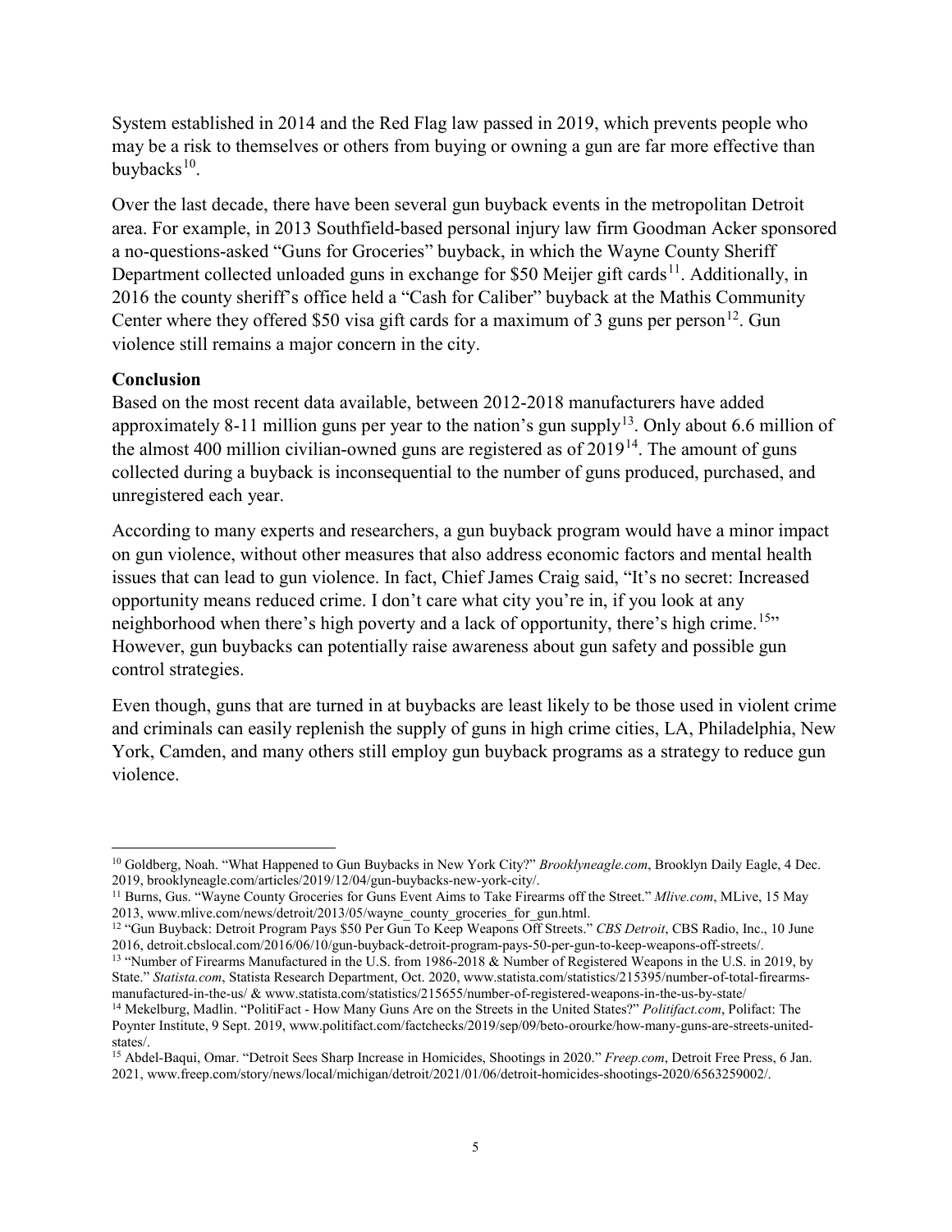System established in 2014 and the Red Flag law passed in 2019, which prevents people who may be a risk to themselves or others from buying or owning a gun are far more effective than buybacks[10].

Over the last decade, there have been several gun buyback events in the metropolitan Detroit area. For example, in 2013 Southfield-based personal injury law firm Goodman Acker sponsored a no-questions-asked "Guns for Groceries" buyback, in which the Wayne County Sheriff Department collected unloaded guns in exchange for $50 Meijer gift cards[11]. Additionally, in 2016 the county sheriff's office held a "Cash for Caliber" buyback at the Mathis Community Center where they offered $50 visa gift cards for a maximum of 3 guns per person[12]. Gun violence still remains a major concern in the city.

**Conclusion**

Based on the most recent data available, between 2012-2018 manufacturers have added approximately 8-11 million guns per year to the nation's gun supply[13]. Only about 6.6 million of the almost 400 million civilian-owned guns are registered as of 2019[14]. The amount of guns collected during a buyback is inconsequential to the number of guns produced, purchased, and unregistered each year.

According to many experts and researchers, a gun buyback program would have a minor impact on gun violence, without other measures that also address economic factors and mental health issues that can lead to gun violence. In fact, Chief James Craig said, "It's no secret: Increased opportunity means reduced crime. I don't care what city you're in, if you look at any neighborhood when there's high poverty and a lack of opportunity, there's high crime.[15]" However, gun buybacks can potentially raise awareness about gun safety and possible gun control strategies.

Even though, guns that are turned in at buybacks are least likely to be those used in violent crime and criminals can easily replenish the supply of guns in high crime cities, LA, Philadelphia, New York, Camden, and many others still employ gun buyback programs as a strategy to reduce gun violence.

---

[10] Goldberg, Noah. "What Happened to Gun Buybacks in New York City?" *Brooklyneagle.com*, Brooklyn Daily Eagle, 4 Dec. 2019, brooklyneagle.com/articles/2019/12/04/gun-buybacks-new-york-city/.

[11] Burns, Gus. "Wayne County Groceries for Guns Event Aims to Take Firearms off the Street." *Mlive.com*, MLive, 15 May 2013, www.mlive.com/news/detroit/2013/05/wayne_county_groceries_for_gun.html.

[12] "Gun Buyback: Detroit Program Pays $50 Per Gun To Keep Weapons Off Streets." *CBS Detroit*, CBS Radio, Inc., 10 June 2016, detroit.cbslocal.com/2016/06/10/gun-buyback-detroit-program-pays-50-per-gun-to-keep-weapons-off-streets/.

[13] "Number of Firearms Manufactured in the U.S. from 1986-2018 & Number of Registered Weapons in the U.S. in 2019, by State." *Statista.com*, Statista Research Department, Oct. 2020, www.statista.com/statistics/215395/number-of-total-firearms-manufactured-in-the-us/ & www.statista.com/statistics/215655/number-of-registered-weapons-in-the-us-by-state/

[14] Mekelburg, Madlin. "PolitiFact - How Many Guns Are on the Streets in the United States?" *Politifact.com*, Polifact: The Poynter Institute, 9 Sept. 2019, www.politifact.com/factchecks/2019/sep/09/beto-orourke/how-many-guns-are-streets-united-states/.

[15] Abdel-Baqui, Omar. "Detroit Sees Sharp Increase in Homicides, Shootings in 2020." *Freep.com*, Detroit Free Press, 6 Jan. 2021, www.freep.com/story/news/local/michigan/detroit/2021/01/06/detroit-homicides-shootings-2020/6563259002/.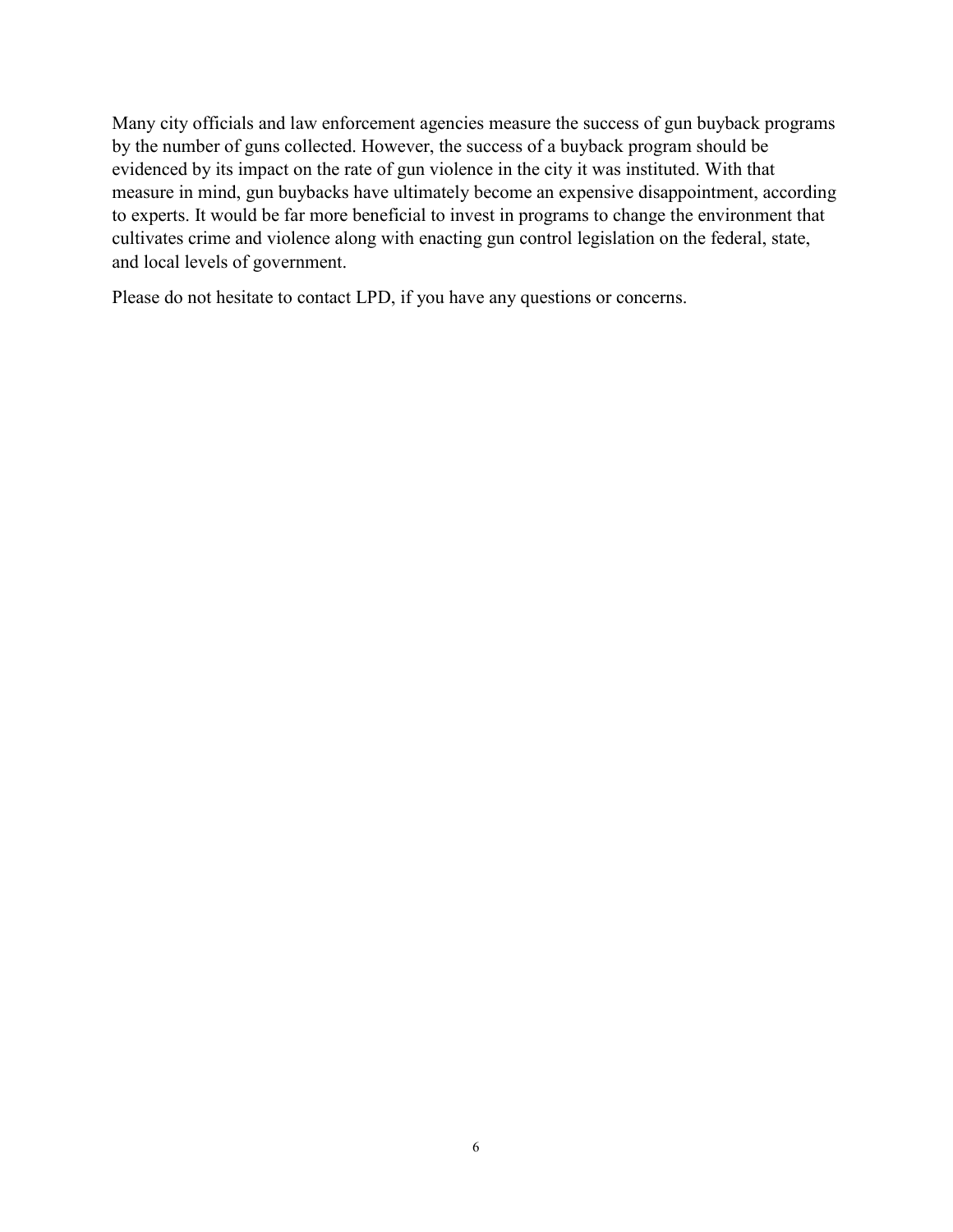Many city officials and law enforcement agencies measure the success of gun buyback programs by the number of guns collected. However, the success of a buyback program should be evidenced by its impact on the rate of gun violence in the city it was instituted. With that measure in mind, gun buybacks have ultimately become an expensive disappointment, according to experts. It would be far more beneficial to invest in programs to change the environment that cultivates crime and violence along with enacting gun control legislation on the federal, state, and local levels of government.

Please do not hesitate to contact LPD, if you have any questions or concerns.